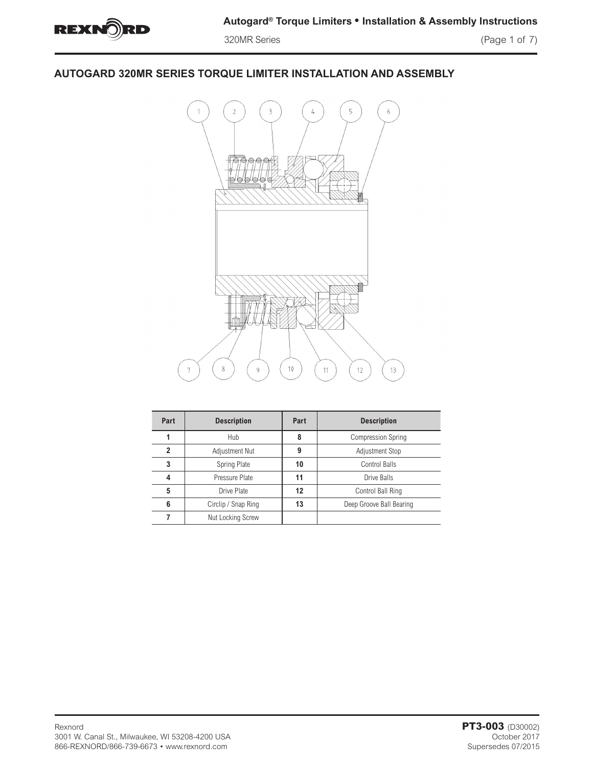## AUTOGARD 320MR SERIES TORQUE LIMITER INSTALLATION AND ASSEMBLY

1 2 3 4 5 6

7 8 9 10 11 12 13

| Part | Description | Part | Description |
|---|---|---|---|
| 1 | Hub | 8 | Compression Spring |
| 2 | Adjustment Nut | 9 | Adjustment Stop |
| 3 | Spring Plate | 10 | Control Balls |
| 4 | Pressure Plate | 11 | Drive Balls |
| 5 | Drive Plate | 12 | Control Ball Ring |
| 6 | Circlip / Snap Ring | 13 | Deep Groove Ball Bearing |
| 7 | Nut Locking Screw | | |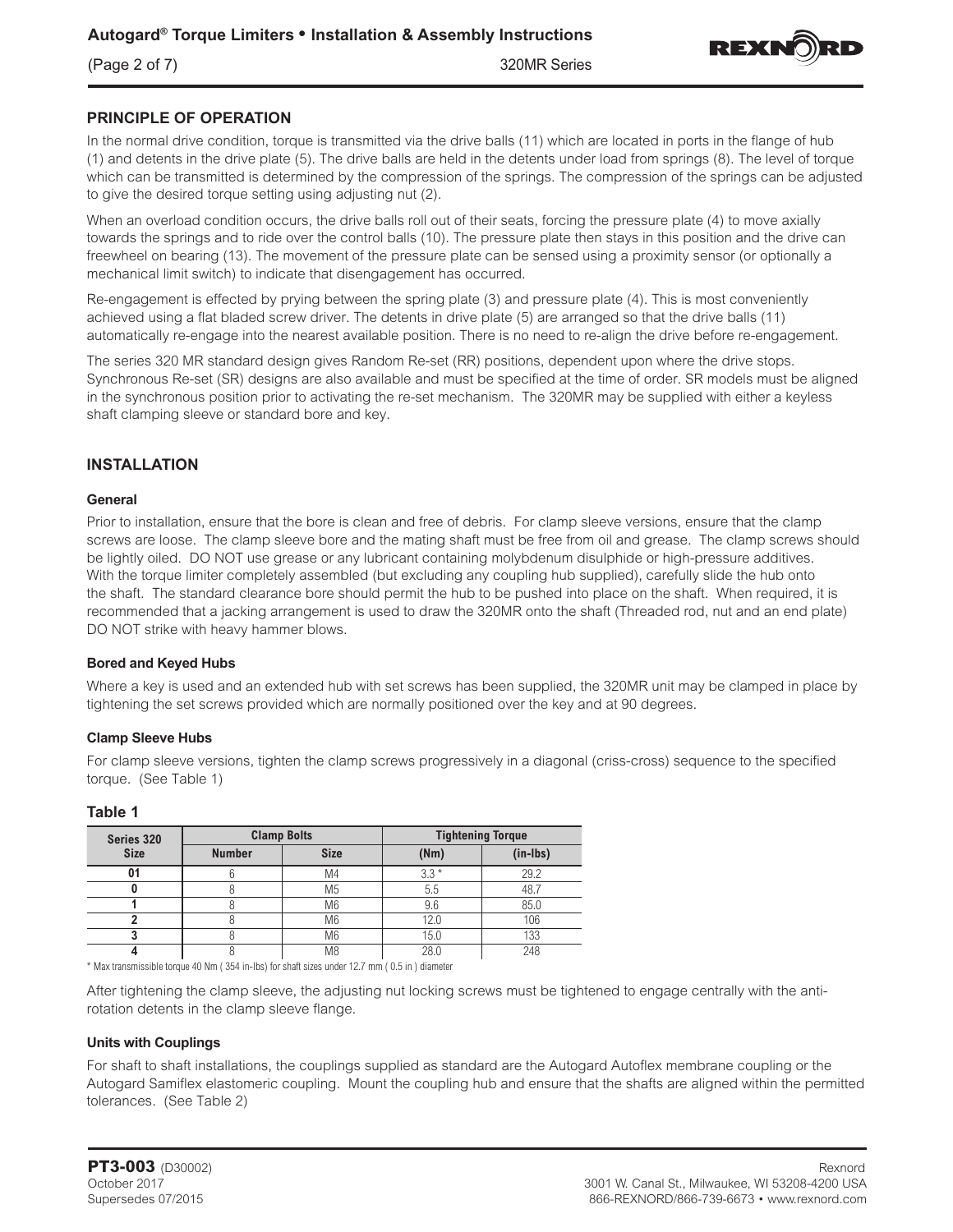## PRINCIPLE OF OPERATION

In the normal drive condition, torque is transmitted via the drive balls (11) which are located in ports in the flange of hub (1) and detents in the drive plate (5). The drive balls are held in the detents under load from springs (8). The level of torque which can be transmitted is determined by the compression of the springs. The compression of the springs can be adjusted to give the desired torque setting using adjusting nut (2).

When an overload condition occurs, the drive balls roll out of their seats, forcing the pressure plate (4) to move axially towards the springs and to ride over the control balls (10). The pressure plate then stays in this position and the drive can freewheel on bearing (13). The movement of the pressure plate can be sensed using a proximity sensor (or optionally a mechanical limit switch) to indicate that disengagement has occurred.

Re-engagement is effected by prying between the spring plate (3) and pressure plate (4). This is most conveniently achieved using a flat bladed screw driver. The detents in drive plate (5) are arranged so that the drive balls (11) automatically re-engage into the nearest available position. There is no need to re-align the drive before re-engagement.

The series 320 MR standard design gives Random Re-set (RR) positions, dependent upon where the drive stops. Synchronous Re-set (SR) designs are also available and must be specified at the time of order. SR models must be aligned in the synchronous position prior to activating the re-set mechanism. The 320MR may be supplied with either a keyless shaft clamping sleeve or standard bore and key.

## INSTALLATION

### General

Prior to installation, ensure that the bore is clean and free of debris. For clamp sleeve versions, ensure that the clamp screws are loose. The clamp sleeve bore and the mating shaft must be free from oil and grease. The clamp screws should be lightly oiled. DO NOT use grease or any lubricant containing molybdenum disulphide or high-pressure additives. With the torque limiter completely assembled (but excluding any coupling hub supplied), carefully slide the hub onto the shaft. The standard clearance bore should permit the hub to be pushed into place on the shaft. When required, it is recommended that a jacking arrangement is used to draw the 320MR onto the shaft (Threaded rod, nut and an end plate) DO NOT strike with heavy hammer blows.

### Bored and Keyed Hubs

Where a key is used and an extended hub with set screws has been supplied, the 320MR unit may be clamped in place by tightening the set screws provided which are normally positioned over the key and at 90 degrees.

### Clamp Sleeve Hubs

For clamp sleeve versions, tighten the clamp screws progressively in a diagonal (criss-cross) sequence to the specified torque. (See Table 1)

**Table 1**

| Series 320 Size | Clamp Bolts | | Tightening Torque | |
|---|---|---|---|---|
| | Number | Size | (Nm) | (in-lbs) |
| 01 | 6 | M4 | 3.3 * | 29.2 |
| 0 | 8 | M5 | 5.5 | 48.7 |
| 1 | 8 | M6 | 9.6 | 85.0 |
| 2 | 8 | M6 | 12.0 | 106 |
| 3 | 8 | M6 | 15.0 | 133 |
| 4 | 8 | M8 | 28.0 | 248 |

* Max transmissible torque 40 Nm ( 354 in-lbs) for shaft sizes under 12.7 mm ( 0.5 in ) diameter

After tightening the clamp sleeve, the adjusting nut locking screws must be tightened to engage centrally with the anti-rotation detents in the clamp sleeve flange.

### Units with Couplings

For shaft to shaft installations, the couplings supplied as standard are the Autogard Autoflex membrane coupling or the Autogard Samiflex elastomeric coupling. Mount the coupling hub and ensure that the shafts are aligned within the permitted tolerances. (See Table 2)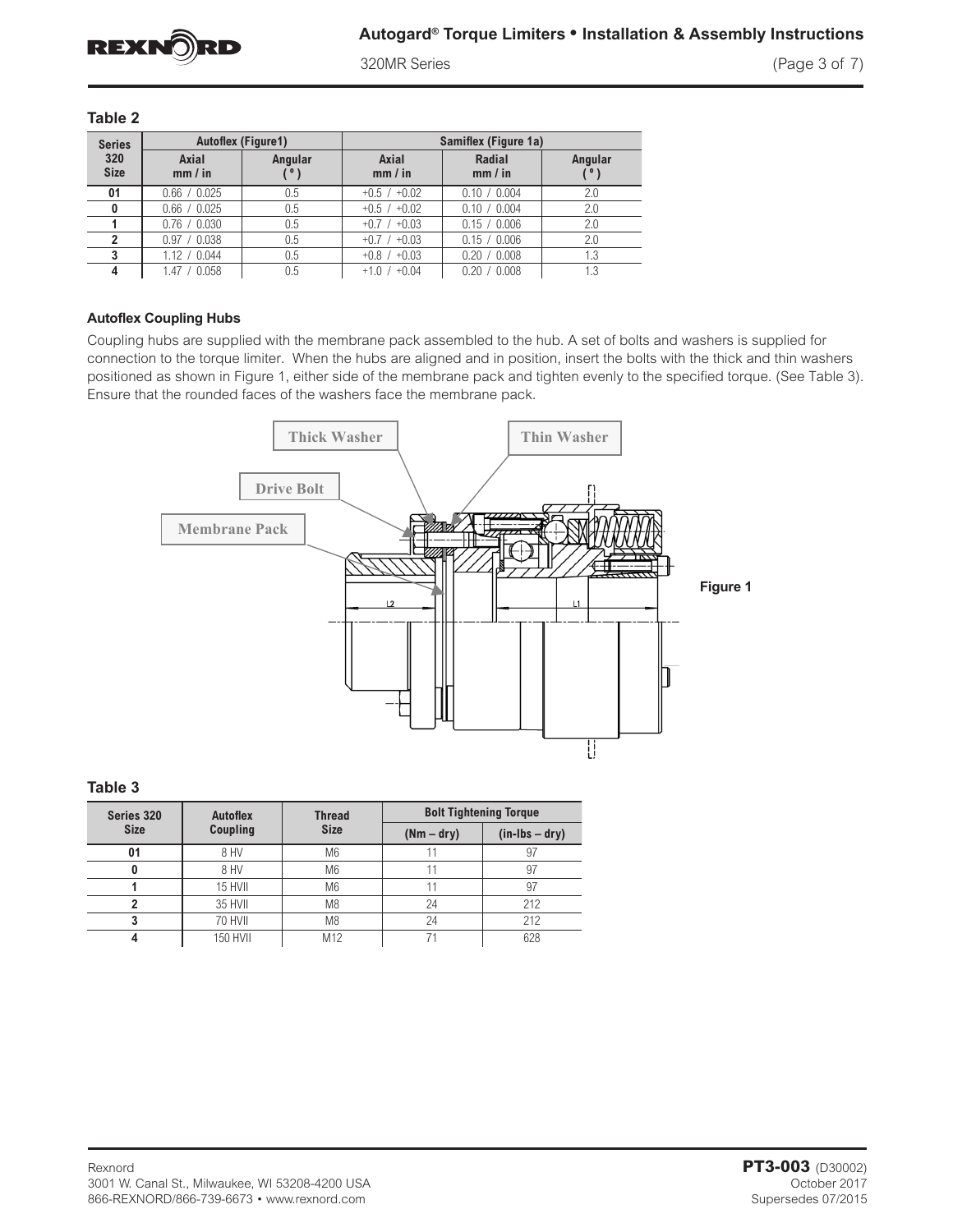## Table 2

| Series 320 Size | Autoflex (Figure1) | | Samiflex (Figure 1a) | | |
|---|---|---|---|---|---|
| | Axial mm / in | Angular ( ° ) | Axial mm / in | Radial mm / in | Angular ( ° ) |
| 01 | 0.66 / 0.025 | 0.5 | +0.5 / +0.02 | 0.10 / 0.004 | 2.0 |
| 0 | 0.66 / 0.025 | 0.5 | +0.5 / +0.02 | 0.10 / 0.004 | 2.0 |
| 1 | 0.76 / 0.030 | 0.5 | +0.7 / +0.03 | 0.15 / 0.006 | 2.0 |
| 2 | 0.97 / 0.038 | 0.5 | +0.7 / +0.03 | 0.15 / 0.006 | 2.0 |
| 3 | 1.12 / 0.044 | 0.5 | +0.8 / +0.03 | 0.20 / 0.008 | 1.3 |
| 4 | 1.47 / 0.058 | 0.5 | +1.0 / +0.04 | 0.20 / 0.008 | 1.3 |

### Autoflex Coupling Hubs

Coupling hubs are supplied with the membrane pack assembled to the hub. A set of bolts and washers is supplied for connection to the torque limiter. When the hubs are aligned and in position, insert the bolts with the thick and thin washers positioned as shown in Figure 1, either side of the membrane pack and tighten evenly to the specified torque. (See Table 3). Ensure that the rounded faces of the washers face the membrane pack.

Thick Washer

Thin Washer

Drive Bolt

Membrane Pack

L2

L1

Figure 1

## Table 3

| Series 320 Size | Autoflex Coupling | Thread Size | Bolt Tightening Torque | |
|---|---|---|---|---|
| | | | (Nm – dry) | (in-lbs – dry) |
| 01 | 8 HV | M6 | 11 | 97 |
| 0 | 8 HV | M6 | 11 | 97 |
| 1 | 15 HVII | M6 | 11 | 97 |
| 2 | 35 HVII | M8 | 24 | 212 |
| 3 | 70 HVII | M8 | 24 | 212 |
| 4 | 150 HVII | M12 | 71 | 628 |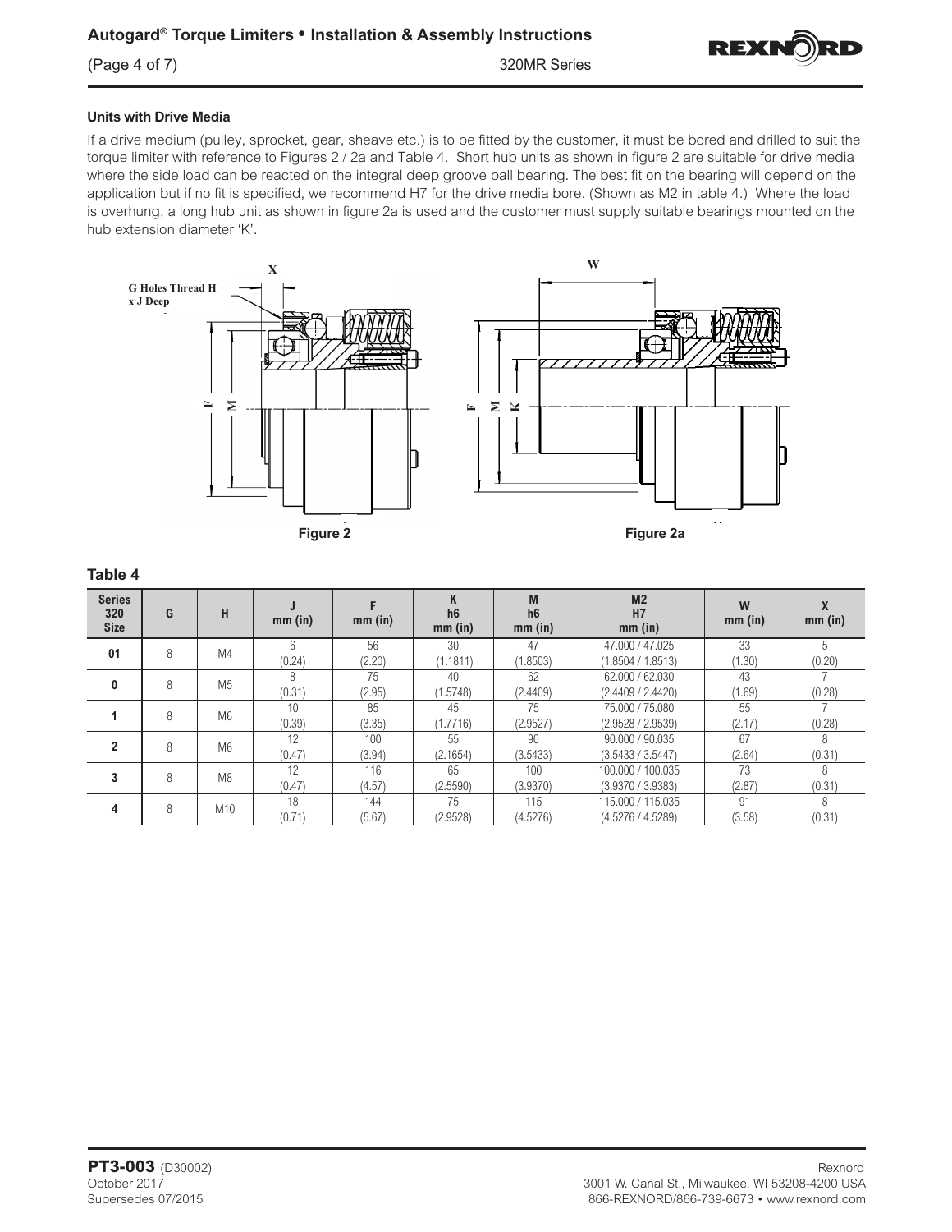### Units with Drive Media

If a drive medium (pulley, sprocket, gear, sheave etc.) is to be fitted by the customer, it must be bored and drilled to suit the torque limiter with reference to Figures 2 / 2a and Table 4. Short hub units as shown in figure 2 are suitable for drive media where the side load can be reacted on the integral deep groove ball bearing. The best fit on the bearing will depend on the application but if no fit is specified, we recommend H7 for the drive media bore. (Shown as M2 in table 4.) Where the load is overhung, a long hub unit as shown in figure 2a is used and the customer must supply suitable bearings mounted on the hub extension diameter 'K'.

X

G Holes Thread H x J Deep

F

M

Figure 2

W

F

M

K

Figure 2a

**Table 4**

| Series 320 Size | G | H | J mm (in) | F mm (in) | K h6 mm (in) | M h6 mm (in) | M2 H7 mm (in) | W mm (in) | X mm (in) |
|---|---|---|---|---|---|---|---|---|---|
| **01** | 8 | M4 | 6 (0.24) | 56 (2.20) | 30 (1.1811) | 47 (1.8503) | 47.000 / 47.025 (1.8504 / 1.8513) | 33 (1.30) | 5 (0.20) |
| **0** | 8 | M5 | 8 (0.31) | 75 (2.95) | 40 (1.5748) | 62 (2.4409) | 62.000 / 62.030 (2.4409 / 2.4420) | 43 (1.69) | 7 (0.28) |
| **1** | 8 | M6 | 10 (0.39) | 85 (3.35) | 45 (1.7716) | 75 (2.9527) | 75.000 / 75.080 (2.9528 / 2.9539) | 55 (2.17) | 7 (0.28) |
| **2** | 8 | M6 | 12 (0.47) | 100 (3.94) | 55 (2.1654) | 90 (3.5433) | 90.000 / 90.035 (3.5433 / 3.5447) | 67 (2.64) | 8 (0.31) |
| **3** | 8 | M8 | 12 (0.47) | 116 (4.57) | 65 (2.5590) | 100 (3.9370) | 100.000 / 100.035 (3.9370 / 3.9383) | 73 (2.87) | 8 (0.31) |
| **4** | 8 | M10 | 18 (0.71) | 144 (5.67) | 75 (2.9528) | 115 (4.5276) | 115.000 / 115.035 (4.5276 / 4.5289) | 91 (3.58) | 8 (0.31) |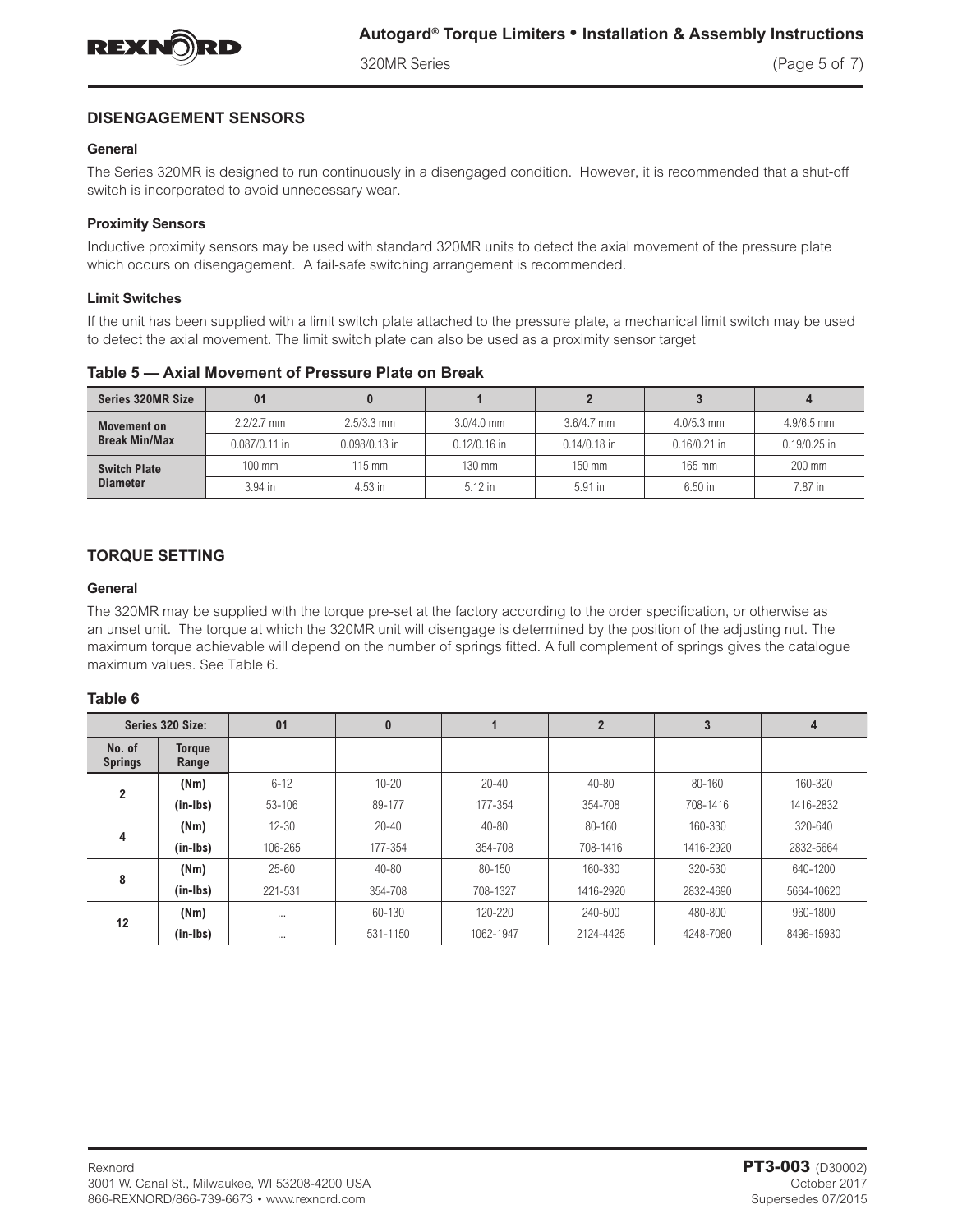## DISENGAGEMENT SENSORS

### General

The Series 320MR is designed to run continuously in a disengaged condition. However, it is recommended that a shut-off switch is incorporated to avoid unnecessary wear.

### Proximity Sensors

Inductive proximity sensors may be used with standard 320MR units to detect the axial movement of the pressure plate which occurs on disengagement. A fail-safe switching arrangement is recommended.

### Limit Switches

If the unit has been supplied with a limit switch plate attached to the pressure plate, a mechanical limit switch may be used to detect the axial movement. The limit switch plate can also be used as a proximity sensor target

**Table 5 — Axial Movement of Pressure Plate on Break**

| Series 320MR Size | 01 | 0 | 1 | 2 | 3 | 4 |
|---|---|---|---|---|---|---|
| Movement on Break Min/Max | 2.2/2.7 mm | 2.5/3.3 mm | 3.0/4.0 mm | 3.6/4.7 mm | 4.0/5.3 mm | 4.9/6.5 mm |
| | 0.087/0.11 in | 0.098/0.13 in | 0.12/0.16 in | 0.14/0.18 in | 0.16/0.21 in | 0.19/0.25 in |
| Switch Plate Diameter | 100 mm | 115 mm | 130 mm | 150 mm | 165 mm | 200 mm |
| | 3.94 in | 4.53 in | 5.12 in | 5.91 in | 6.50 in | 7.87 in |

## TORQUE SETTING

### General

The 320MR may be supplied with the torque pre-set at the factory according to the order specification, or otherwise as an unset unit. The torque at which the 320MR unit will disengage is determined by the position of the adjusting nut. The maximum torque achievable will depend on the number of springs fitted. A full complement of springs gives the catalogue maximum values. See Table 6.

**Table 6**

| Series 320 Size: | | 01 | 0 | 1 | 2 | 3 | 4 |
|---|---|---|---|---|---|---|---|
| No. of Springs | Torque Range | | | | | | |
| 2 | (Nm) | 6-12 | 10-20 | 20-40 | 40-80 | 80-160 | 160-320 |
| | (in-lbs) | 53-106 | 89-177 | 177-354 | 354-708 | 708-1416 | 1416-2832 |
| 4 | (Nm) | 12-30 | 20-40 | 40-80 | 80-160 | 160-330 | 320-640 |
| | (in-lbs) | 106-265 | 177-354 | 354-708 | 708-1416 | 1416-2920 | 2832-5664 |
| 8 | (Nm) | 25-60 | 40-80 | 80-150 | 160-330 | 320-530 | 640-1200 |
| | (in-lbs) | 221-531 | 354-708 | 708-1327 | 1416-2920 | 2832-4690 | 5664-10620 |
| 12 | (Nm) | ... | 60-130 | 120-220 | 240-500 | 480-800 | 960-1800 |
| | (in-lbs) | ... | 531-1150 | 1062-1947 | 2124-4425 | 4248-7080 | 8496-15930 |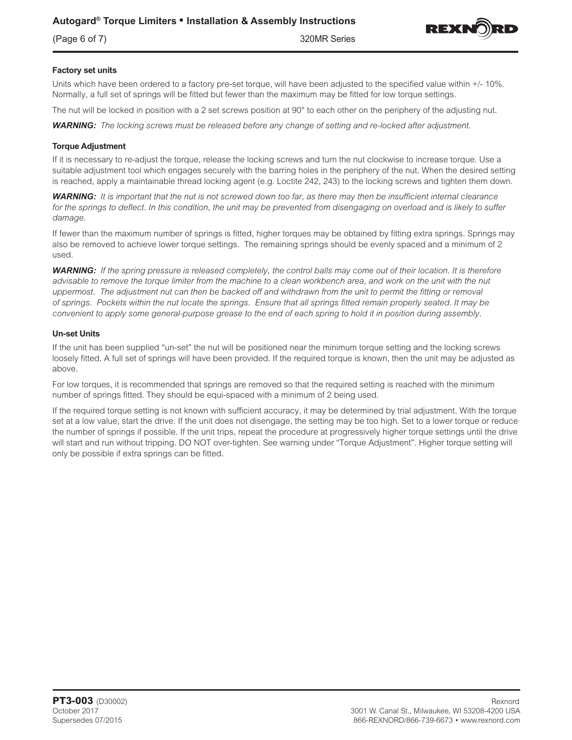#### Factory set units

Units which have been ordered to a factory pre-set torque, will have been adjusted to the specified value within +/- 10%. Normally, a full set of springs will be fitted but fewer than the maximum may be fitted for low torque settings.

The nut will be locked in position with a 2 set screws position at 90° to each other on the periphery of the adjusting nut.

***WARNING:*** *The locking screws must be released before any change of setting and re-locked after adjustment.*

#### Torque Adjustment

If it is necessary to re-adjust the torque, release the locking screws and turn the nut clockwise to increase torque. Use a suitable adjustment tool which engages securely with the barring holes in the periphery of the nut. When the desired setting is reached, apply a maintainable thread locking agent (e.g. Loctite 242, 243) to the locking screws and tighten them down.

***WARNING:*** *It is important that the nut is not screwed down too far, as there may then be insufficient internal clearance for the springs to deflect. In this condition, the unit may be prevented from disengaging on overload and is likely to suffer damage.*

If fewer than the maximum number of springs is fitted, higher torques may be obtained by fitting extra springs. Springs may also be removed to achieve lower torque settings. The remaining springs should be evenly spaced and a minimum of 2 used.

***WARNING:*** *If the spring pressure is released completely, the control balls may come out of their location. It is therefore advisable to remove the torque limiter from the machine to a clean workbench area, and work on the unit with the nut uppermost. The adjustment nut can then be backed off and withdrawn from the unit to permit the fitting or removal of springs. Pockets within the nut locate the springs. Ensure that all springs fitted remain properly seated. It may be convenient to apply some general-purpose grease to the end of each spring to hold it in position during assembly.*

#### Un-set Units

If the unit has been supplied "un-set" the nut will be positioned near the minimum torque setting and the locking screws loosely fitted. A full set of springs will have been provided. If the required torque is known, then the unit may be adjusted as above.

For low torques, it is recommended that springs are removed so that the required setting is reached with the minimum number of springs fitted. They should be equi-spaced with a minimum of 2 being used.

If the required torque setting is not known with sufficient accuracy, it may be determined by trial adjustment. With the torque set at a low value, start the drive. If the unit does not disengage, the setting may be too high. Set to a lower torque or reduce the number of springs if possible. If the unit trips, repeat the procedure at progressively higher torque settings until the drive will start and run without tripping. DO NOT over-tighten. See warning under "Torque Adjustment". Higher torque setting will only be possible if extra springs can be fitted.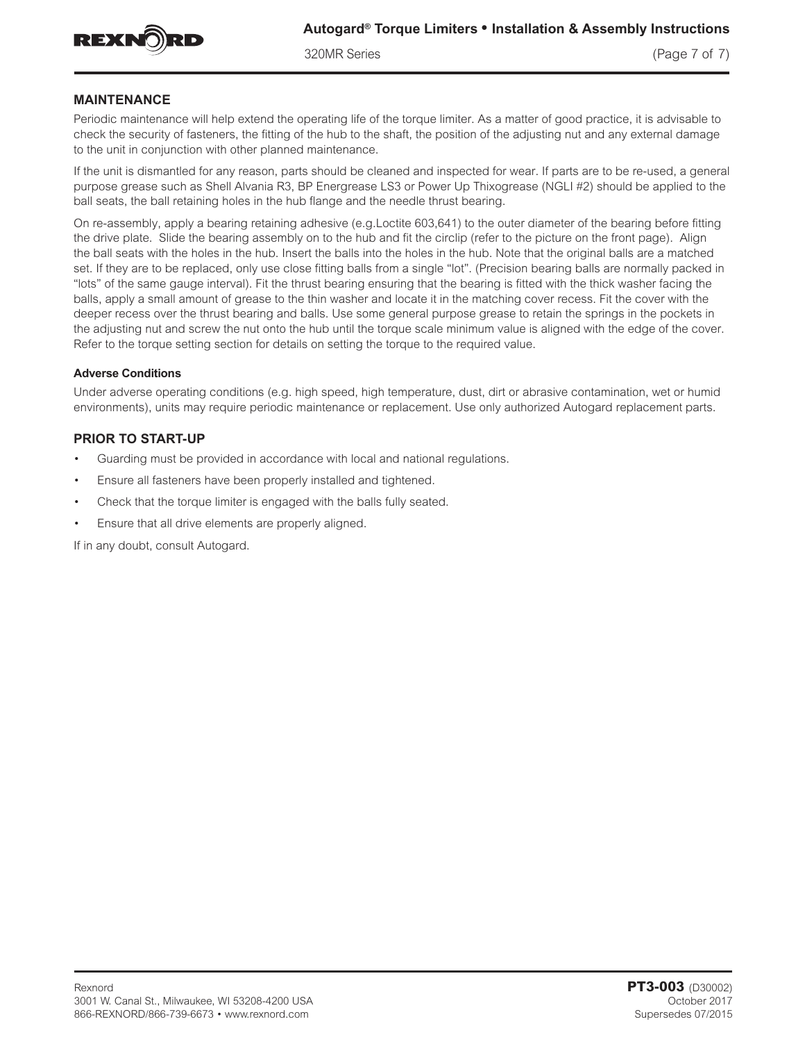## MAINTENANCE

Periodic maintenance will help extend the operating life of the torque limiter. As a matter of good practice, it is advisable to check the security of fasteners, the fitting of the hub to the shaft, the position of the adjusting nut and any external damage to the unit in conjunction with other planned maintenance.

If the unit is dismantled for any reason, parts should be cleaned and inspected for wear. If parts are to be re-used, a general purpose grease such as Shell Alvania R3, BP Energrease LS3 or Power Up Thixogrease (NGLI #2) should be applied to the ball seats, the ball retaining holes in the hub flange and the needle thrust bearing.

On re-assembly, apply a bearing retaining adhesive (e.g.Loctite 603,641) to the outer diameter of the bearing before fitting the drive plate. Slide the bearing assembly on to the hub and fit the circlip (refer to the picture on the front page). Align the ball seats with the holes in the hub. Insert the balls into the holes in the hub. Note that the original balls are a matched set. If they are to be replaced, only use close fitting balls from a single "lot". (Precision bearing balls are normally packed in "lots" of the same gauge interval). Fit the thrust bearing ensuring that the bearing is fitted with the thick washer facing the balls, apply a small amount of grease to the thin washer and locate it in the matching cover recess. Fit the cover with the deeper recess over the thrust bearing and balls. Use some general purpose grease to retain the springs in the pockets in the adjusting nut and screw the nut onto the hub until the torque scale minimum value is aligned with the edge of the cover. Refer to the torque setting section for details on setting the torque to the required value.

#### Adverse Conditions

Under adverse operating conditions (e.g. high speed, high temperature, dust, dirt or abrasive contamination, wet or humid environments), units may require periodic maintenance or replacement. Use only authorized Autogard replacement parts.

## PRIOR TO START-UP

- Guarding must be provided in accordance with local and national regulations.
- Ensure all fasteners have been properly installed and tightened.
- Check that the torque limiter is engaged with the balls fully seated.
- Ensure that all drive elements are properly aligned.

If in any doubt, consult Autogard.

Rexnord
3001 W. Canal St., Milwaukee, WI 53208-4200 USA
866-REXNORD/866-739-6673 • www.rexnord.com

**PT3-003** (D30002)
October 2017
Supersedes 07/2015